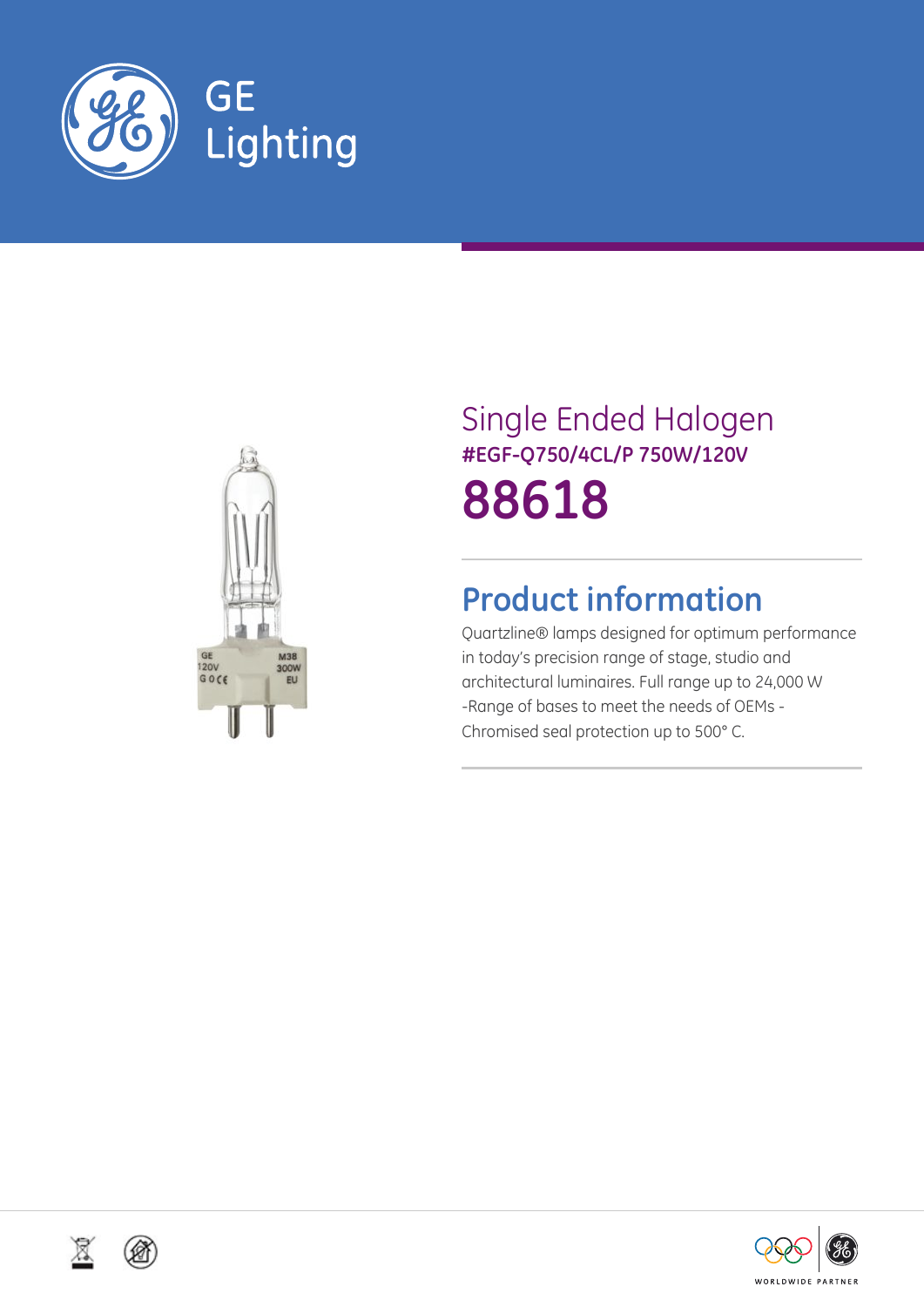GE Lighting

# Single Ended Halogen

**#EGF-Q750/4CL/P 750W/120V**

# 88618

## Product information

Quartzline® lamps designed for optimum performance in today's precision range of stage, studio and architectural luminaires. Full range up to 24,000 W -Range of bases to meet the needs of OEMs - Chromised seal protection up to 500° C.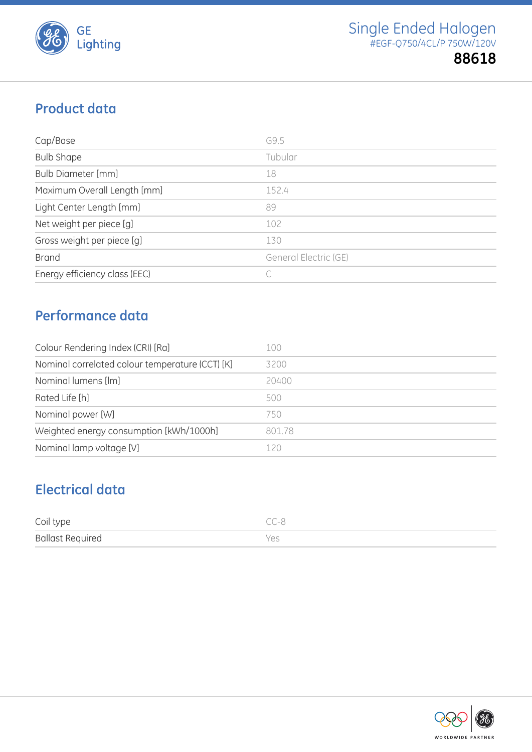# Single Ended Halogen

#EGF-Q750/4CL/P 750W/120V

**88618**

## Product data

| | |
|---|---|
| Cap/Base | G9.5 |
| Bulb Shape | Tubular |
| Bulb Diameter [mm] | 18 |
| Maximum Overall Length [mm] | 152.4 |
| Light Center Length [mm] | 89 |
| Net weight per piece [g] | 102 |
| Gross weight per piece [g] | 130 |
| Brand | General Electric (GE) |
| Energy efficiency class (EEC) | C |

## Performance data

| | |
|---|---|
| Colour Rendering Index (CRI) [Ra] | 100 |
| Nominal correlated colour temperature (CCT) [K] | 3200 |
| Nominal lumens [lm] | 20400 |
| Rated Life [h] | 500 |
| Nominal power [W] | 750 |
| Weighted energy consumption [kWh/1000h] | 801.78 |
| Nominal lamp voltage [V] | 120 |

## Electrical data

| | |
|---|---|
| Coil type | CC-8 |
| Ballast Required | Yes |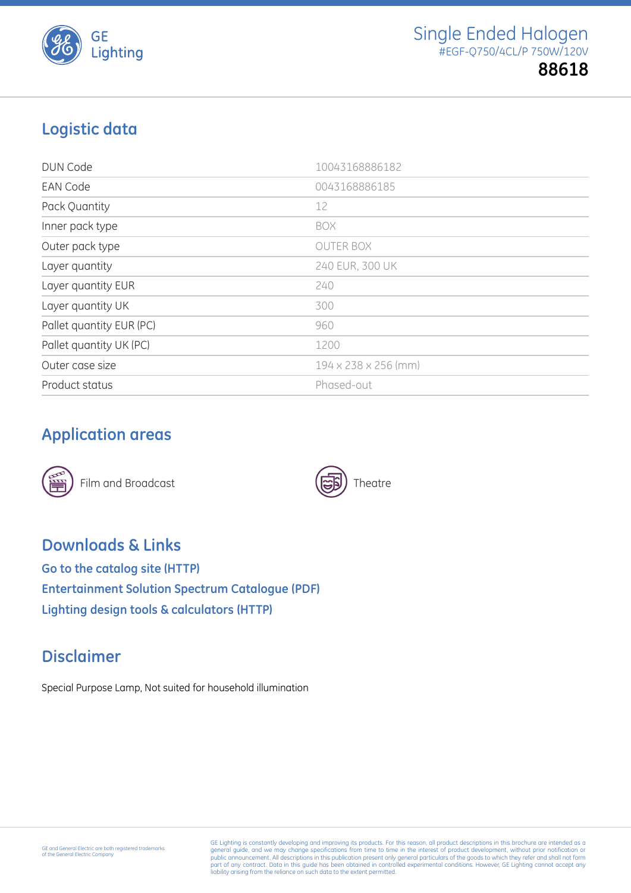## Logistic data

| | |
|---|---|
| DUN Code | 10043168886182 |
| EAN Code | 0043168886185 |
| Pack Quantity | 12 |
| Inner pack type | BOX |
| Outer pack type | OUTER BOX |
| Layer quantity | 240 EUR, 300 UK |
| Layer quantity EUR | 240 |
| Layer quantity UK | 300 |
| Pallet quantity EUR (PC) | 960 |
| Pallet quantity UK (PC) | 1200 |
| Outer case size | 194 x 238 x 256 (mm) |
| Product status | Phased-out |

## Application areas

Film and Broadcast

Theatre

## Downloads & Links

**Go to the catalog site (HTTP)**

**Entertainment Solution Spectrum Catalogue (PDF)**

**Lighting design tools & calculators (HTTP)**

## Disclaimer

Special Purpose Lamp, Not suited for household illumination

GE and General Electric are both registered trademarks of the General Electric Company

GE Lighting is constantly developing and improving its products. For this reason, all product descriptions in this brochure are intended as a general guide, and we may change specifications from time to time in the interest of product development, without prior notification or public announcement. All descriptions in this publication present only general particulars of the goods to which they refer and shall not form part of any contract. Data in this guide has been obtained in controlled experimental conditions. However, GE Lighting cannot accept any liability arising from the reliance on such data to the extent permitted.